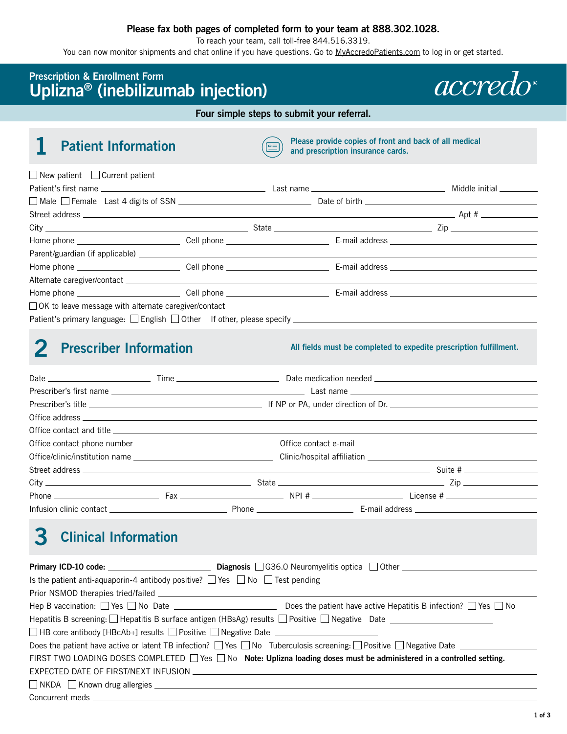**Please fax both pages of completed form to your team at 888.302.1028.**

To reach your team, call toll-free 844.516.3319.

You can now monitor shipments and chat online if you have questions. Go to MyAccredoPatients.com to log in or get started.

# Prescription & Enrollment Form
# Uplizna® (inebilizumab injection)

accredo®

**Four simple steps to submit your referral.**

## 1 Patient Information

**Please provide copies of front and back of all medical and prescription insurance cards.**

☐ New patient ☐ Current patient

Patient's first name ______ Last name ______ Middle initial ______

☐ Male ☐ Female Last 4 digits of SSN ______ Date of birth ______

Street address ______ Apt # ______

City ______ State ______ Zip ______

Home phone ______ Cell phone ______ E-mail address ______

Parent/guardian (if applicable) ______

Home phone ______ Cell phone ______ E-mail address ______

Alternate caregiver/contact ______

Home phone ______ Cell phone ______ E-mail address ______

☐ OK to leave message with alternate caregiver/contact

Patient's primary language: ☐ English ☐ Other If other, please specify ______

## 2 Prescriber Information

**All fields must be completed to expedite prescription fulfillment.**

Date ______ Time ______ Date medication needed ______

Prescriber's first name ______ Last name ______

Prescriber's title ______ If NP or PA, under direction of Dr. ______

Office address ______

Office contact and title ______

Office contact phone number ______ Office contact e-mail ______

Office/clinic/institution name ______ Clinic/hospital affiliation ______

Street address ______ Suite # ______

City ______ State ______ Zip ______

Phone ______ Fax ______ NPI # ______ License # ______

Infusion clinic contact ______ Phone ______ E-mail address ______

## 3 Clinical Information

**Primary ICD-10 code:** ______ **Diagnosis** ☐ G36.0 Neuromyelitis optica ☐ Other ______

Is the patient anti-aquaporin-4 antibody positive? ☐ Yes ☐ No ☐ Test pending

Prior NSMOD therapies tried/failed ______

Hep B vaccination: ☐ Yes ☐ No Date ______ Does the patient have active Hepatitis B infection? ☐ Yes ☐ No

Hepatitis B screening: ☐ Hepatitis B surface antigen (HBsAg) results ☐ Positive ☐ Negative Date ______

☐ HB core antibody [HBcAb+] results ☐ Positive ☐ Negative Date ______

Does the patient have active or latent TB infection? ☐ Yes ☐ No Tuberculosis screening: ☐ Positive ☐ Negative Date ______

FIRST TWO LOADING DOSES COMPLETED ☐ Yes ☐ No **Note: Uplizna loading doses must be administered in a controlled setting.**

EXPECTED DATE OF FIRST/NEXT INFUSION ______

☐ NKDA ☐ Known drug allergies ______

Concurrent meds ______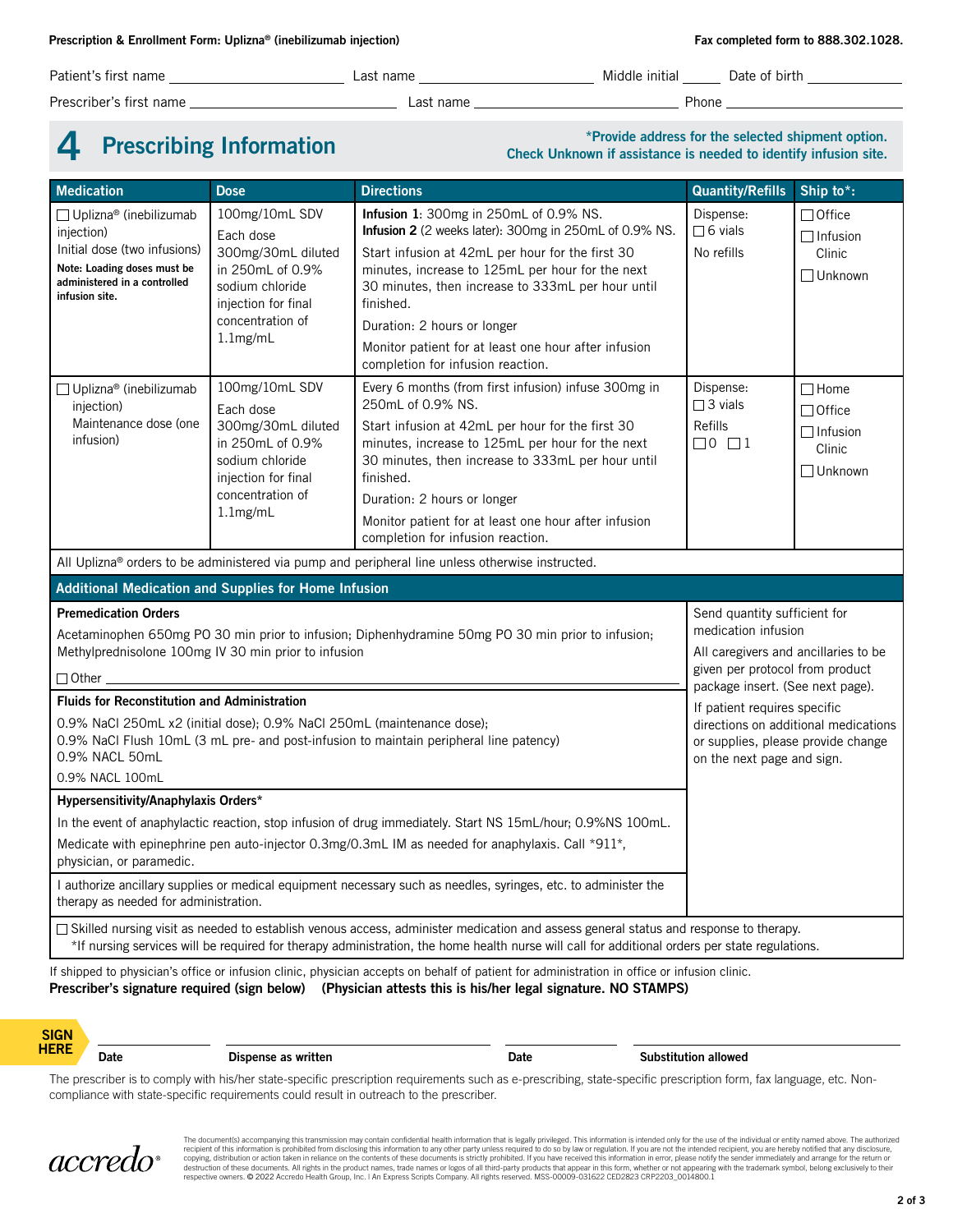**Prescription & Enrollment Form: Uplizna® (inebilizumab injection)** **Fax completed form to 888.302.1028.**

Patient's first name ______________ Last name ______________ Middle initial ____ Date of birth __________

Prescriber's first name ______________ Last name ______________ Phone __________

## 4 Prescribing Information

**\*Provide address for the selected shipment option. Check Unknown if assistance is needed to identify infusion site.**

| Medication | Dose | Directions | Quantity/Refills | Ship to*: |
|---|---|---|---|---|
| ☐ Uplizna® (inebilizumab injection) Initial dose (two infusions) **Note: Loading doses must be administered in a controlled infusion site.** | 100mg/10mL SDV Each dose 300mg/30mL diluted in 250mL of 0.9% sodium chloride injection for final concentration of 1.1mg/mL | **Infusion 1**: 300mg in 250mL of 0.9% NS. **Infusion 2** (2 weeks later): 300mg in 250mL of 0.9% NS. Start infusion at 42mL per hour for the first 30 minutes, increase to 125mL per hour for the next 30 minutes, then increase to 333mL per hour until finished. Duration: 2 hours or longer. Monitor patient for at least one hour after infusion completion for infusion reaction. | Dispense: ☐ 6 vials No refills | ☐ Office ☐ Infusion Clinic ☐ Unknown |
| ☐ Uplizna® (inebilizumab injection) Maintenance dose (one infusion) | 100mg/10mL SDV Each dose 300mg/30mL diluted in 250mL of 0.9% sodium chloride injection for final concentration of 1.1mg/mL | Every 6 months (from first infusion) infuse 300mg in 250mL of 0.9% NS. Start infusion at 42mL per hour for the first 30 minutes, increase to 125mL per hour for the next 30 minutes, then increase to 333mL per hour until finished. Duration: 2 hours or longer. Monitor patient for at least one hour after infusion completion for infusion reaction. | Dispense: ☐ 3 vials Refills ☐ 0 ☐ 1 | ☐ Home ☐ Office ☐ Infusion Clinic ☐ Unknown |

All Uplizna® orders to be administered via pump and peripheral line unless otherwise instructed.

### Additional Medication and Supplies for Home Infusion

**Premedication Orders**

Acetaminophen 650mg PO 30 min prior to infusion; Diphenhydramine 50mg PO 30 min prior to infusion; Methylprednisolone 100mg IV 30 min prior to infusion

☐ Other ____________________

**Fluids for Reconstitution and Administration**

0.9% NaCl 250mL x2 (initial dose); 0.9% NaCl 250mL (maintenance dose);
0.9% NaCl Flush 10mL (3 mL pre- and post-infusion to maintain peripheral line patency)
0.9% NACL 50mL
0.9% NACL 100mL

**Hypersensitivity/Anaphylaxis Orders\***

In the event of anaphylactic reaction, stop infusion of drug immediately. Start NS 15mL/hour; 0.9%NS 100mL.

Medicate with epinephrine pen auto-injector 0.3mg/0.3mL IM as needed for anaphylaxis. Call \*911\*, physician, or paramedic.

I authorize ancillary supplies or medical equipment necessary such as needles, syringes, etc. to administer the therapy as needed for administration.

Send quantity sufficient for medication infusion

All caregivers and ancillaries to be given per protocol from product package insert. (See next page).

If patient requires specific directions on additional medications or supplies, please provide change on the next page and sign.

☐ Skilled nursing visit as needed to establish venous access, administer medication and assess general status and response to therapy.
\*If nursing services will be required for therapy administration, the home health nurse will call for additional orders per state regulations.

If shipped to physician's office or infusion clinic, physician accepts on behalf of patient for administration in office or infusion clinic.
**Prescriber's signature required (sign below) (Physician attests this is his/her legal signature. NO STAMPS)**

**SIGN HERE**

______________ **Date** ______________ **Dispense as written** ______________ **Date** ______________ **Substitution allowed**

The prescriber is to comply with his/her state-specific prescription requirements such as e-prescribing, state-specific prescription form, fax language, etc. Non-compliance with state-specific requirements could result in outreach to the prescriber.

accredo®

The document(s) accompanying this transmission may contain confidential health information that is legally privileged. This information is intended only for the use of the individual or entity named above. The authorized recipient of this information is prohibited from disclosing this information to any other party unless required to do so by law or regulation. If you are not the intended recipient, you are hereby notified that any disclosure, copying, distribution or action taken in reliance on the contents of these documents is strictly prohibited. If you have received this information in error, please notify the sender immediately and arrange for the return or destruction of these documents. All rights in the product names, trade names or logos of all third-party products that appear in this form, whether or not appearing with the trademark symbol, belong exclusively to their respective owners. © 2022 Accredo Health Group, Inc. | An Express Scripts Company. All rights reserved. MSS-00009-031622 CED2823 CRP2203_0014800.1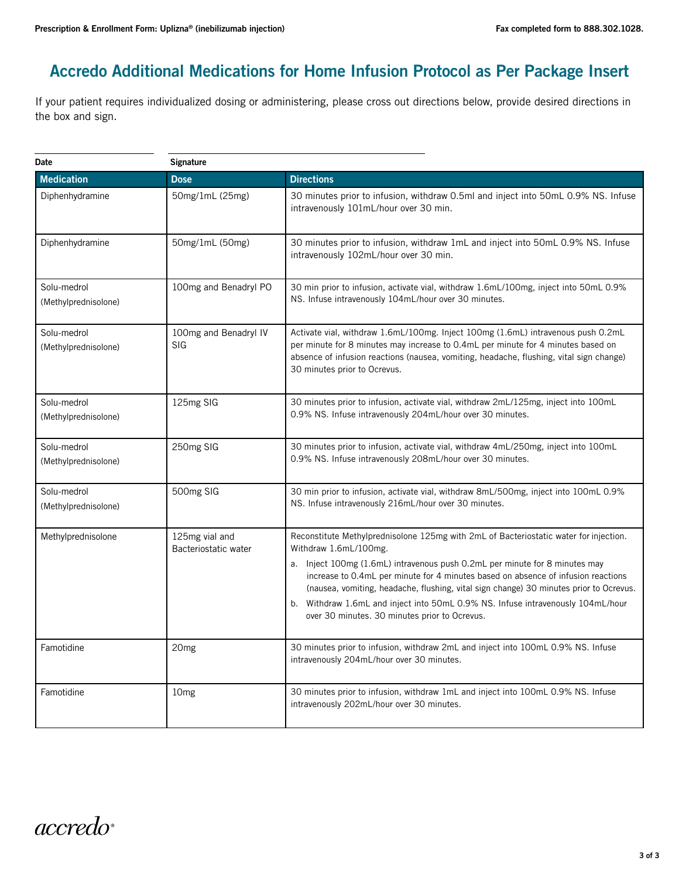# Accredo Additional Medications for Home Infusion Protocol as Per Package Insert

If your patient requires individualized dosing or administering, please cross out directions below, provide desired directions in the box and sign.

Date ____________________ Signature ________________________________________

| Medication | Dose | Directions |
|---|---|---|
| Diphenhydramine | 50mg/1mL (25mg) | 30 minutes prior to infusion, withdraw 0.5ml and inject into 50mL 0.9% NS. Infuse intravenously 101mL/hour over 30 min. |
| Diphenhydramine | 50mg/1mL (50mg) | 30 minutes prior to infusion, withdraw 1mL and inject into 50mL 0.9% NS. Infuse intravenously 102mL/hour over 30 min. |
| Solu-medrol (Methylprednisolone) | 100mg and Benadryl PO | 30 min prior to infusion, activate vial, withdraw 1.6mL/100mg, inject into 50mL 0.9% NS. Infuse intravenously 104mL/hour over 30 minutes. |
| Solu-medrol (Methylprednisolone) | 100mg and Benadryl IV SIG | Activate vial, withdraw 1.6mL/100mg. Inject 100mg (1.6mL) intravenous push 0.2mL per minute for 8 minutes may increase to 0.4mL per minute for 4 minutes based on absence of infusion reactions (nausea, vomiting, headache, flushing, vital sign change) 30 minutes prior to Ocrevus. |
| Solu-medrol (Methylprednisolone) | 125mg SIG | 30 minutes prior to infusion, activate vial, withdraw 2mL/125mg, inject into 100mL 0.9% NS. Infuse intravenously 204mL/hour over 30 minutes. |
| Solu-medrol (Methylprednisolone) | 250mg SIG | 30 minutes prior to infusion, activate vial, withdraw 4mL/250mg, inject into 100mL 0.9% NS. Infuse intravenously 208mL/hour over 30 minutes. |
| Solu-medrol (Methylprednisolone) | 500mg SIG | 30 min prior to infusion, activate vial, withdraw 8mL/500mg, inject into 100mL 0.9% NS. Infuse intravenously 216mL/hour over 30 minutes. |
| Methylprednisolone | 125mg vial and Bacteriostatic water | Reconstitute Methylprednisolone 125mg with 2mL of Bacteriostatic water for injection. Withdraw 1.6mL/100mg. a. Inject 100mg (1.6mL) intravenous push 0.2mL per minute for 8 minutes may increase to 0.4mL per minute for 4 minutes based on absence of infusion reactions (nausea, vomiting, headache, flushing, vital sign change) 30 minutes prior to Ocrevus. b. Withdraw 1.6mL and inject into 50mL 0.9% NS. Infuse intravenously 104mL/hour over 30 minutes. 30 minutes prior to Ocrevus. |
| Famotidine | 20mg | 30 minutes prior to infusion, withdraw 2mL and inject into 100mL 0.9% NS. Infuse intravenously 204mL/hour over 30 minutes. |
| Famotidine | 10mg | 30 minutes prior to infusion, withdraw 1mL and inject into 100mL 0.9% NS. Infuse intravenously 202mL/hour over 30 minutes. |

accredo®